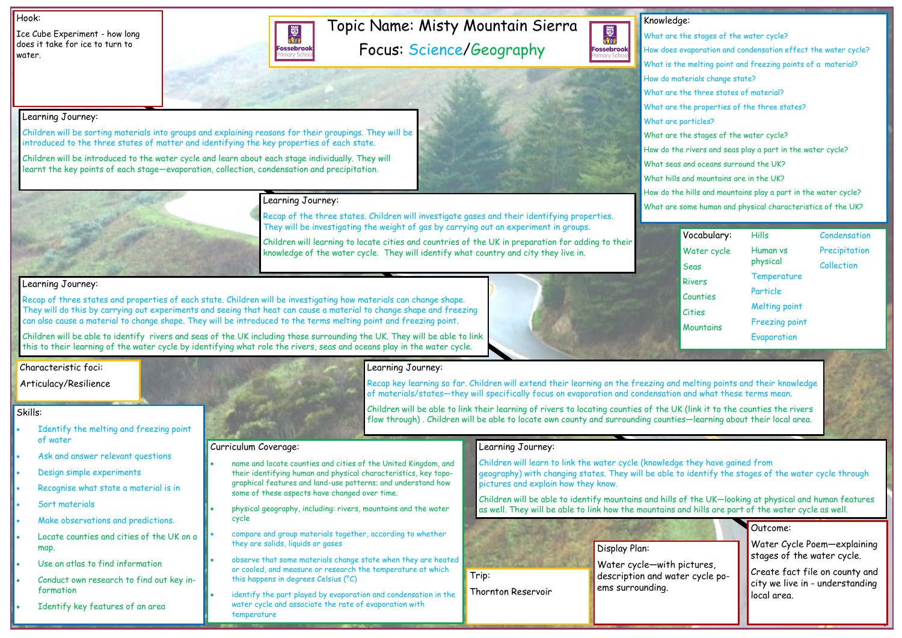# Topic Name: Misty Mountain Sierra

## Focus: Science/Geography

## Hook:

Ice Cube Experiment - how long does it take for ice to turn to water.

## Learning Journey:

Children will be sorting materials into groups and explaining reasons for their groupings. They will be introduced to the three states of matter and identifying the key properties of each state.

Children will be introduced to the water cycle and learn about each stage individually. They will learnt the key points of each stage—evaporation, collection, condensation and precipitation.

## Learning Journey:

Recap of the three states. Children will investigate gases and their identifying properties. They will be investigating the weight of gas by carrying out an experiment in groups.

Children will learning to locate cities and countries of the UK in preparation for adding to their knowledge of the water cycle. They will identify what country and city they live in.

## Learning Journey:

Recap of three states and properties of each state. Children will be investigating how materials can change shape. They will do this by carrying out experiments and seeing that heat can cause a material to change shape and freezing can also cause a material to change shape. They will be introduced to the terms melting point and freezing point.

Children will be able to identify rivers and seas of the UK including those surrounding the UK. They will be able to link this to their learning of the water cycle by identifying what role the rivers, seas and oceans play in the water cycle.

## Learning Journey:

Recap key learning so far. Children will extend their learning on the freezing and melting points and their knowledge of materials/states—they will specifically focus on evaporation and condensation and what these terms mean.

Children will be able to link their learning of rivers to locating counties of the UK (link it to the counties the rivers flow through) . Children will be able to locate own county and surrounding counties—learning about their local area.

## Learning Journey:

Children will learn to link the water cycle (knowledge they have gained from geography) with changing states. They will be able to identify the stages of the water cycle through pictures and explain how they know.

Children will be able to identify mountains and hills of the UK—looking at physical and human features as well. They will be able to link how the mountains and hills are part of the water cycle as well.

## Knowledge:

- What are the stages of the water cycle?
- How does evaporation and condensation effect the water cycle?
- What is the melting point and freezing points of a material?
- How do materials change state?
- What are the three states of material?
- What are the properties of the three states?
- What are particles?
- What are the stages of the water cycle?
- How do the rivers and seas play a part in the water cycle?
- What seas and oceans surround the UK?
- What hills and mountains are in the UK?
- How do the hills and mountains play a part in the water cycle?
- What are some human and physical characteristics of the UK?

## Vocabulary:

Water cycle, Seas, Rivers, Counties, Cities, Mountains, Hills, Human vs physical, Temperature, Particle, Melting point, Freezing point, Evaporation, Condensation, Precipitation, Collection

## Characteristic foci:

Articulacy/Resilience

## Skills:

- Identify the melting and freezing point of water
- Ask and answer relevant questions
- Design simple experiments
- Recognise what state a material is in
- Sort materials
- Make observations and predictions.
- Locate counties and cities of the UK on a map.
- Use an atlas to find information
- Conduct own research to find out key information
- Identify key features of an area

## Curriculum Coverage:

- name and locate counties and cities of the United Kingdom, and their identifying human and physical characteristics, key topographical features and land-use patterns; and understand how some of these aspects have changed over time.
- physical geography, including: rivers, mountains and the water cycle
- compare and group materials together, according to whether they are solids, liquids or gases
- observe that some materials change state when they are heated or cooled, and measure or research the temperature at which this happens in degrees Celsius (°C)
- identify the part played by evaporation and condensation in the water cycle and associate the rate of evaporation with temperature

## Trip:

Thornton Reservoir

## Display Plan:

Water cycle—with pictures, description and water cycle poems surrounding.

## Outcome:

Water Cycle Poem—explaining stages of the water cycle.

Create fact file on county and city we live in - understanding local area.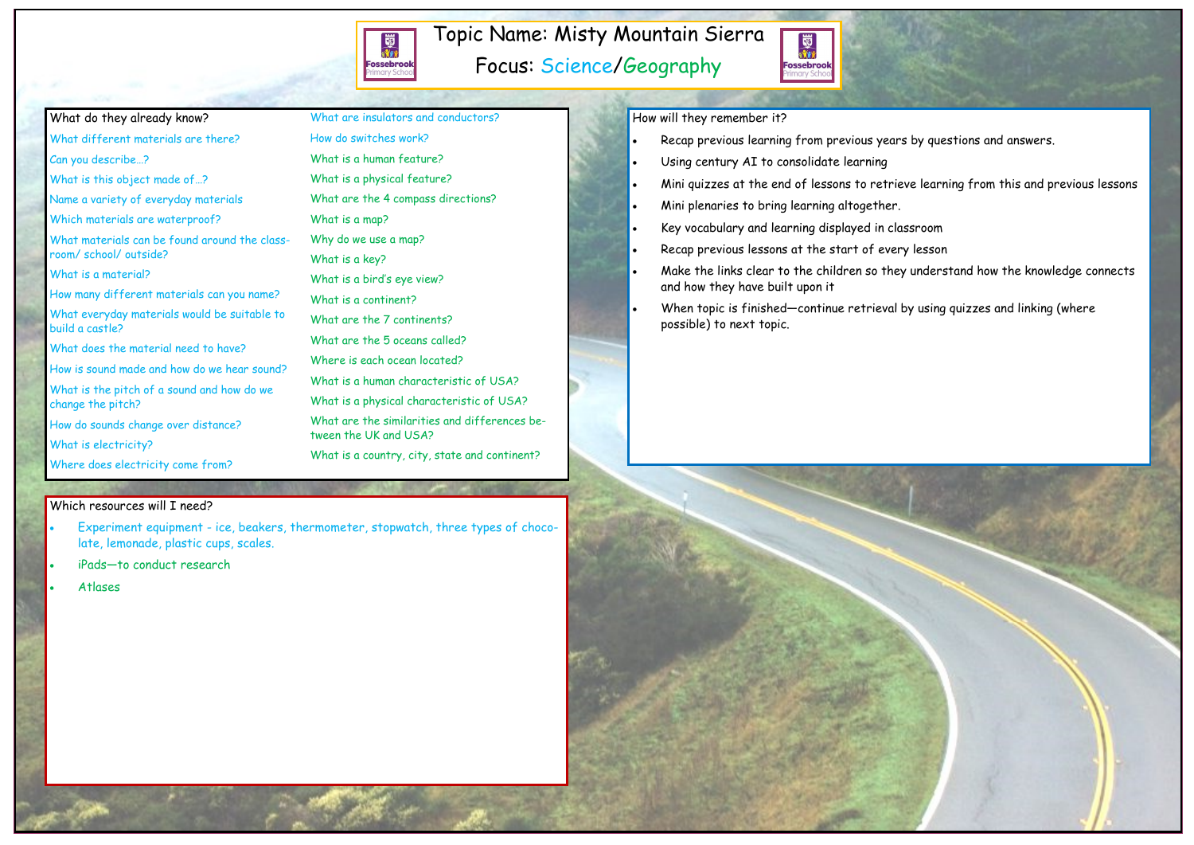# Topic Name: Misty Mountain Sierra

## Focus: Science/Geography

### What do they already know?

What different materials are there?

Can you describe…?

What is this object made of…?

Name a variety of everyday materials

Which materials are waterproof?

What materials can be found around the class-room/ school/ outside?

What is a material?

How many different materials can you name?

What everyday materials would be suitable to build a castle?

What does the material need to have?

How is sound made and how do we hear sound?

What is the pitch of a sound and how do we change the pitch?

How do sounds change over distance?

What is electricity?

Where does electricity come from?

What are insulators and conductors?

How do switches work?

What is a human feature?

What is a physical feature?

What are the 4 compass directions?

What is a map?

Why do we use a map?

What is a key?

What is a bird's eye view?

What is a continent?

What are the 7 continents?

What are the 5 oceans called?

Where is each ocean located?

What is a human characteristic of USA?

What is a physical characteristic of USA?

What are the similarities and differences be-tween the UK and USA?

What is a country, city, state and continent?

### How will they remember it?

- Recap previous learning from previous years by questions and answers.
- Using century AI to consolidate learning
- Mini quizzes at the end of lessons to retrieve learning from this and previous lessons
- Mini plenaries to bring learning altogether.
- Key vocabulary and learning displayed in classroom
- Recap previous lessons at the start of every lesson
- Make the links clear to the children so they understand how the knowledge connects and how they have built upon it
- When topic is finished—continue retrieval by using quizzes and linking (where possible) to next topic.

### Which resources will I need?

- Experiment equipment - ice, beakers, thermometer, stopwatch, three types of choco-late, lemonade, plastic cups, scales.
- iPads—to conduct research
- Atlases